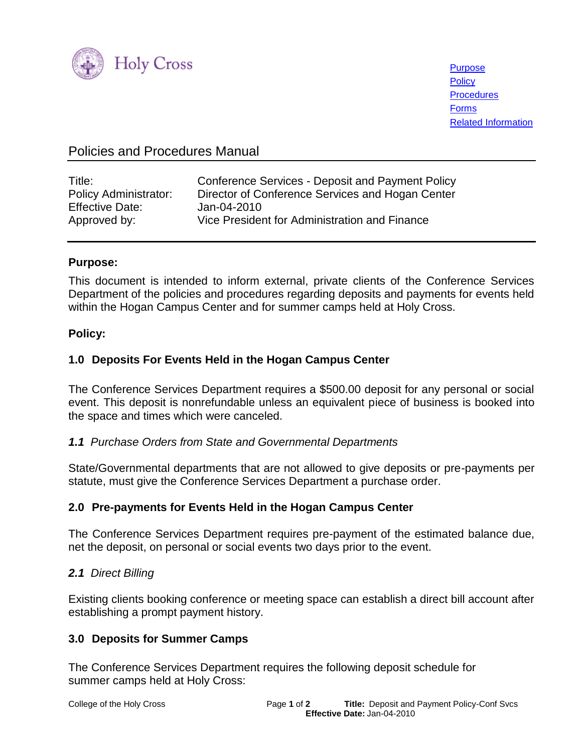Holy Cross

Purpose
Policy
Procedures
Forms
Related Information

# Policies and Procedures Manual

| | |
|---|---|
| Title: | Conference Services - Deposit and Payment Policy |
| Policy Administrator: | Director of Conference Services and Hogan Center |
| Effective Date: | Jan-04-2010 |
| Approved by: | Vice President for Administration and Finance |

## Purpose:

This document is intended to inform external, private clients of the Conference Services Department of the policies and procedures regarding deposits and payments for events held within the Hogan Campus Center and for summer camps held at Holy Cross.

## Policy:

### 1.0 Deposits For Events Held in the Hogan Campus Center

The Conference Services Department requires a $500.00 deposit for any personal or social event. This deposit is nonrefundable unless an equivalent piece of business is booked into the space and times which were canceled.

#### *1.1 Purchase Orders from State and Governmental Departments*

State/Governmental departments that are not allowed to give deposits or pre-payments per statute, must give the Conference Services Department a purchase order.

### 2.0 Pre-payments for Events Held in the Hogan Campus Center

The Conference Services Department requires pre-payment of the estimated balance due, net the deposit, on personal or social events two days prior to the event.

#### *2.1 Direct Billing*

Existing clients booking conference or meeting space can establish a direct bill account after establishing a prompt payment history.

### 3.0 Deposits for Summer Camps

The Conference Services Department requires the following deposit schedule for summer camps held at Holy Cross: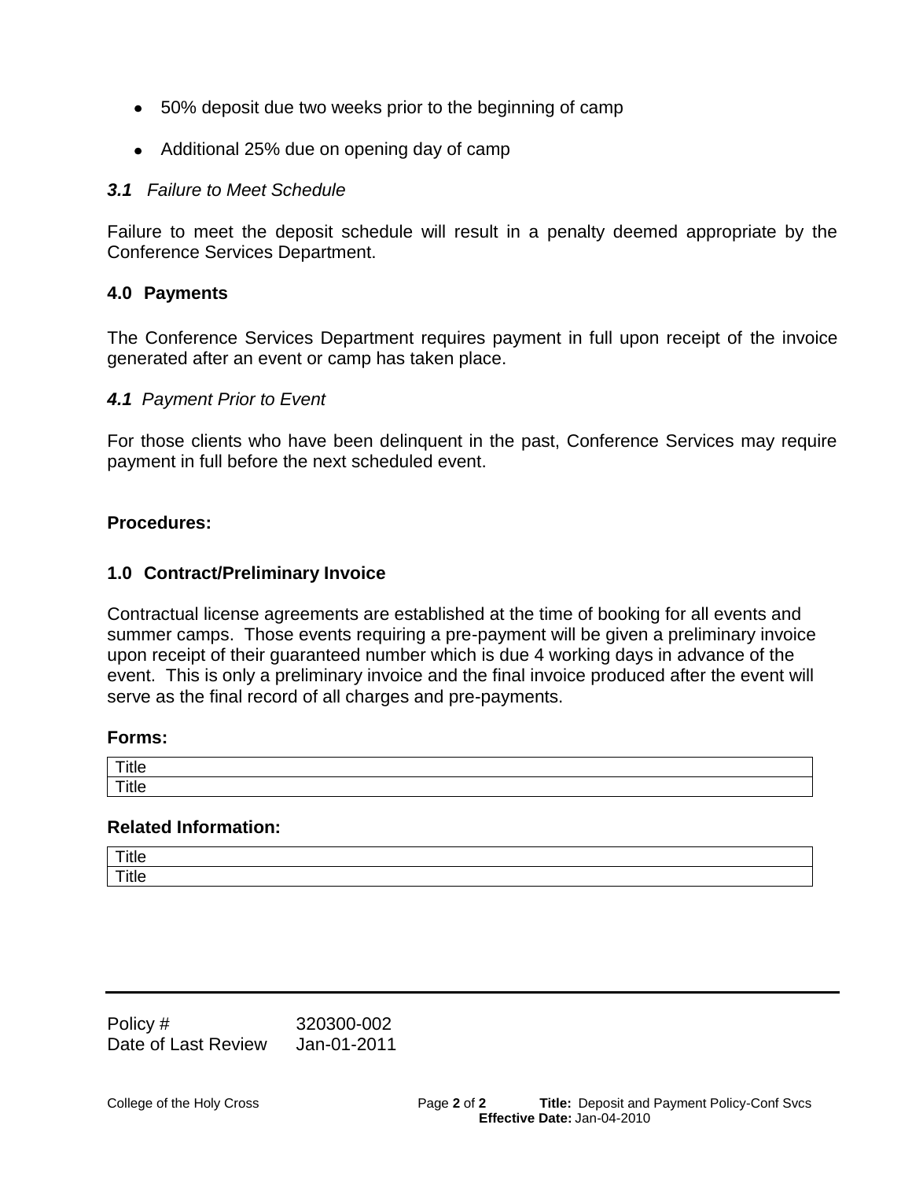- 50% deposit due two weeks prior to the beginning of camp
- Additional 25% due on opening day of camp

### *3.1 Failure to Meet Schedule*

Failure to meet the deposit schedule will result in a penalty deemed appropriate by the Conference Services Department.

### 4.0 Payments

The Conference Services Department requires payment in full upon receipt of the invoice generated after an event or camp has taken place.

### *4.1 Payment Prior to Event*

For those clients who have been delinquent in the past, Conference Services may require payment in full before the next scheduled event.

## Procedures:

### 1.0 Contract/Preliminary Invoice

Contractual license agreements are established at the time of booking for all events and summer camps. Those events requiring a pre-payment will be given a preliminary invoice upon receipt of their guaranteed number which is due 4 working days in advance of the event. This is only a preliminary invoice and the final invoice produced after the event will serve as the final record of all charges and pre-payments.

### Forms:

| |
|---|
| Title |
| Title |

### Related Information:

| |
|---|
| Title |
| Title |

| | |
|---|---|
| Policy # | 320300-002 |
| Date of Last Review | Jan-01-2011 |